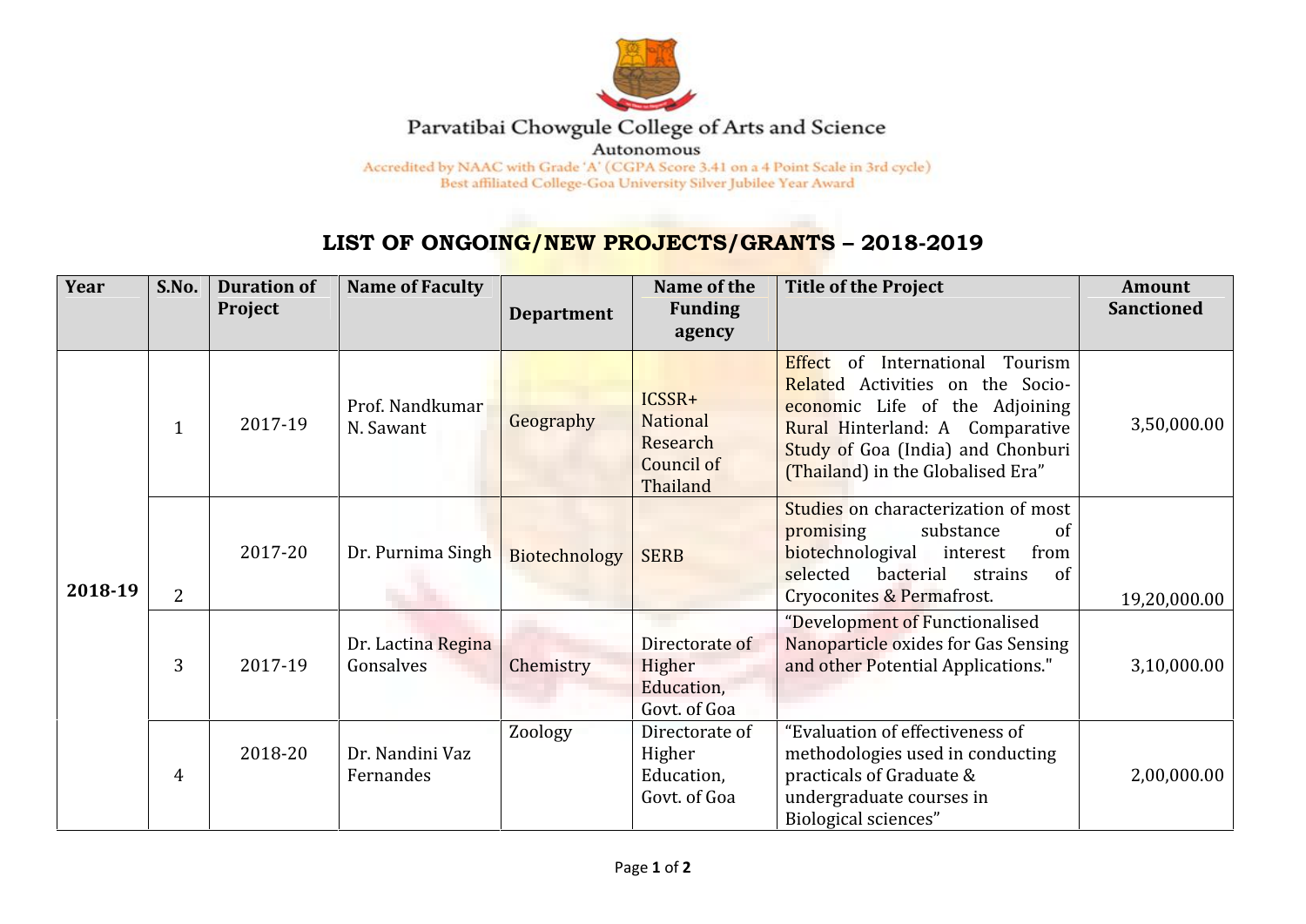Parvatibai Chowgule College of Arts and Science

Autonomous

Accredited by NAAC with Grade 'A' (CGPA Score 3.41 on a 4 Point Scale in 3rd cycle)

Best affiliated College-Goa University Silver Jubilee Year Award

# LIST OF ONGOING/NEW PROJECTS/GRANTS – 2018-2019

| Year | S.No. | Duration of Project | Name of Faculty | Department | Name of the Funding agency | Title of the Project | Amount Sanctioned |
|---|---|---|---|---|---|---|---|
| 2018-19 | 1 | 2017-19 | Prof. Nandkumar N. Sawant | Geography | ICSSR+ National Research Council of Thailand | Effect of International Tourism Related Activities on the Socio-economic Life of the Adjoining Rural Hinterland: A Comparative Study of Goa (India) and Chonburi (Thailand) in the Globalised Era" | 3,50,000.00 |
| | 2 | 2017-20 | Dr. Purnima Singh | Biotechnology | SERB | Studies on characterization of most promising substance of biotechnologival interest from selected bacterial strains of Cryoconites & Permafrost. | 19,20,000.00 |
| | 3 | 2017-19 | Dr. Lactina Regina Gonsalves | Chemistry | Directorate of Higher Education, Govt. of Goa | "Development of Functionalised Nanoparticle oxides for Gas Sensing and other Potential Applications." | 3,10,000.00 |
| | 4 | 2018-20 | Dr. Nandini Vaz Fernandes | Zoology | Directorate of Higher Education, Govt. of Goa | "Evaluation of effectiveness of methodologies used in conducting practicals of Graduate & undergraduate courses in Biological sciences" | 2,00,000.00 |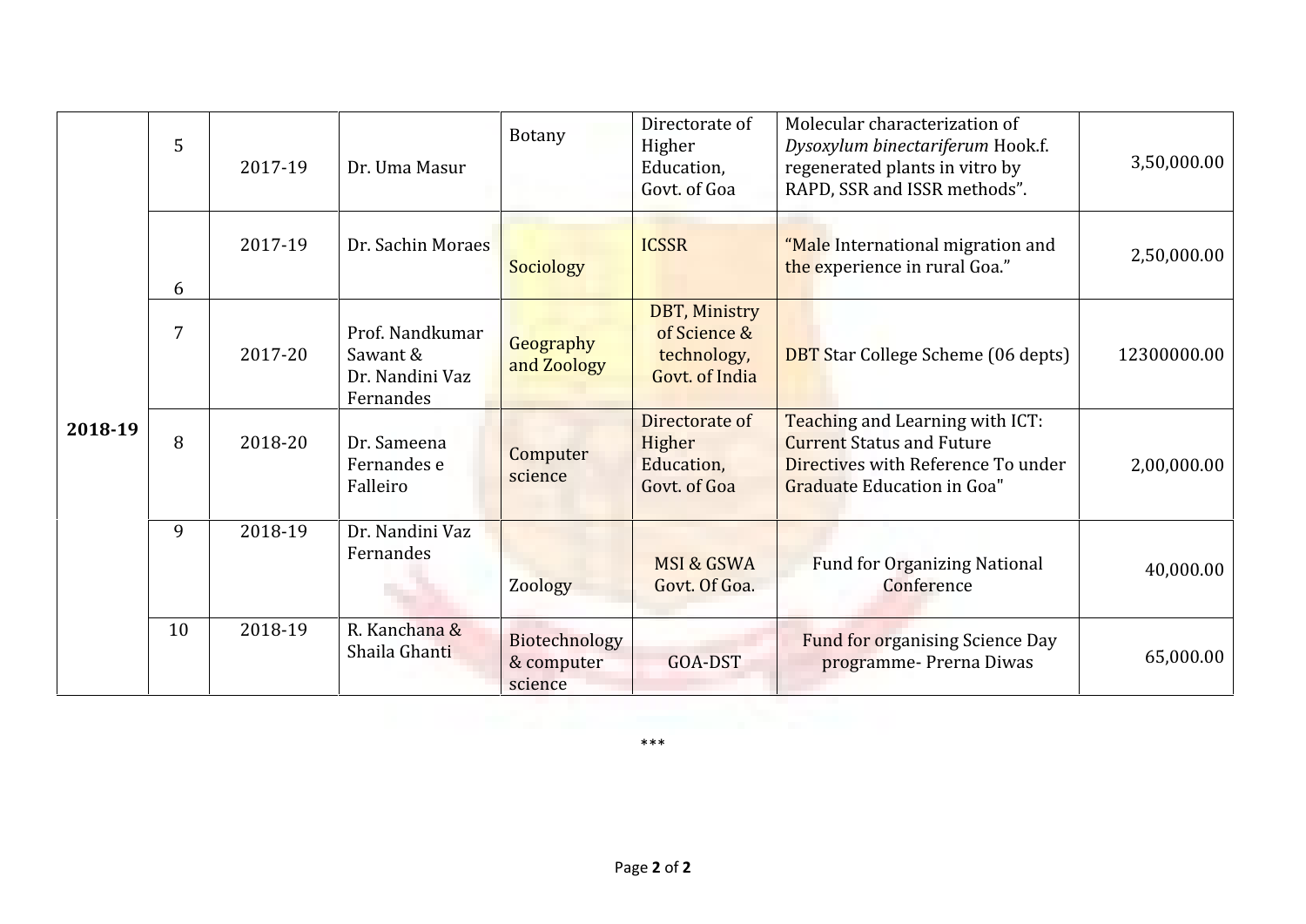| | | | | | | | |
|---|---|---|---|---|---|---|---|
| 2018-19 | 5 | 2017-19 | Dr. Uma Masur | Botany | Directorate of Higher Education, Govt. of Goa | Molecular characterization of *Dysoxylum binectariferum* Hook.f. regenerated plants in vitro by RAPD, SSR and ISSR methods". | 3,50,000.00 |
| | 6 | 2017-19 | Dr. Sachin Moraes | Sociology | ICSSR | "Male International migration and the experience in rural Goa." | 2,50,000.00 |
| | 7 | 2017-20 | Prof. Nandkumar Sawant & Dr. Nandini Vaz Fernandes | Geography and Zoology | DBT, Ministry of Science & technology, Govt. of India | DBT Star College Scheme (06 depts) | 12300000.00 |
| | 8 | 2018-20 | Dr. Sameena Fernandes e Falleiro | Computer science | Directorate of Higher Education, Govt. of Goa | Teaching and Learning with ICT: Current Status and Future Directives with Reference To under Graduate Education in Goa" | 2,00,000.00 |
| | 9 | 2018-19 | Dr. Nandini Vaz Fernandes | Zoology | MSI & GSWA Govt. Of Goa. | Fund for Organizing National Conference | 40,000.00 |
| | 10 | 2018-19 | R. Kanchana & Shaila Ghanti | Biotechnology & computer science | GOA-DST | Fund for organising Science Day programme- Prerna Diwas | 65,000.00 |

***